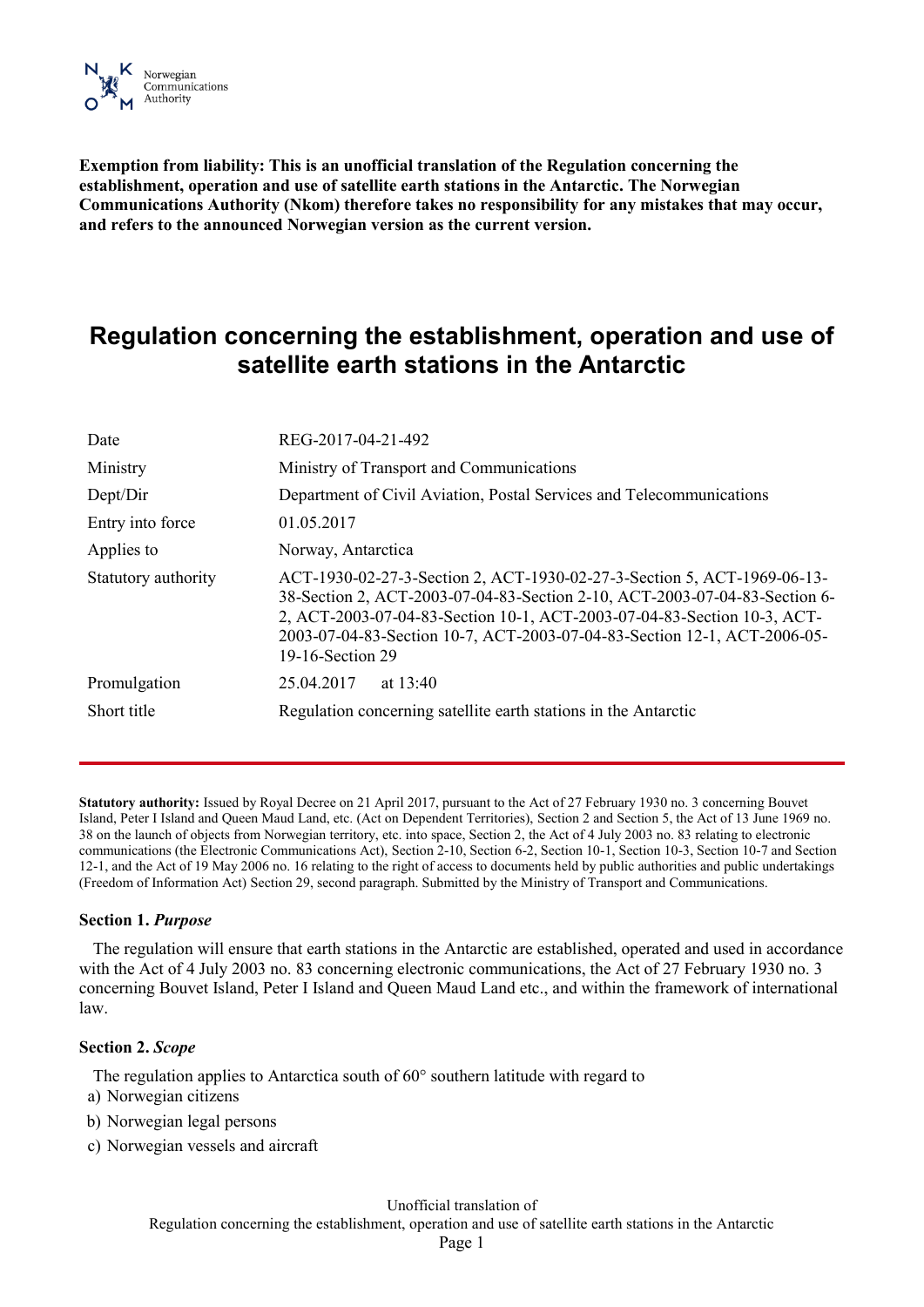Norwegian Communications Authority

**Exemption from liability: This is an unofficial translation of the Regulation concerning the establishment, operation and use of satellite earth stations in the Antarctic. The Norwegian Communications Authority (Nkom) therefore takes no responsibility for any mistakes that may occur, and refers to the announced Norwegian version as the current version.**

# Regulation concerning the establishment, operation and use of satellite earth stations in the Antarctic

| | |
|---|---|
| Date | REG-2017-04-21-492 |
| Ministry | Ministry of Transport and Communications |
| Dept/Dir | Department of Civil Aviation, Postal Services and Telecommunications |
| Entry into force | 01.05.2017 |
| Applies to | Norway, Antarctica |
| Statutory authority | ACT-1930-02-27-3-Section 2, ACT-1930-02-27-3-Section 5, ACT-1969-06-13-38-Section 2, ACT-2003-07-04-83-Section 2-10, ACT-2003-07-04-83-Section 6-2, ACT-2003-07-04-83-Section 10-1, ACT-2003-07-04-83-Section 10-3, ACT-2003-07-04-83-Section 10-7, ACT-2003-07-04-83-Section 12-1, ACT-2006-05-19-16-Section 29 |
| Promulgation | 25.04.2017 at 13:40 |
| Short title | Regulation concerning satellite earth stations in the Antarctic |

**Statutory authority:** Issued by Royal Decree on 21 April 2017, pursuant to the Act of 27 February 1930 no. 3 concerning Bouvet Island, Peter I Island and Queen Maud Land, etc. (Act on Dependent Territories), Section 2 and Section 5, the Act of 13 June 1969 no. 38 on the launch of objects from Norwegian territory, etc. into space, Section 2, the Act of 4 July 2003 no. 83 relating to electronic communications (the Electronic Communications Act), Section 2-10, Section 6-2, Section 10-1, Section 10-3, Section 10-7 and Section 12-1, and the Act of 19 May 2006 no. 16 relating to the right of access to documents held by public authorities and public undertakings (Freedom of Information Act) Section 29, second paragraph. Submitted by the Ministry of Transport and Communications.

**Section 1.** ***Purpose***

The regulation will ensure that earth stations in the Antarctic are established, operated and used in accordance with the Act of 4 July 2003 no. 83 concerning electronic communications, the Act of 27 February 1930 no. 3 concerning Bouvet Island, Peter I Island and Queen Maud Land etc., and within the framework of international law.

**Section 2.** ***Scope***

The regulation applies to Antarctica south of 60° southern latitude with regard to

a) Norwegian citizens

b) Norwegian legal persons

c) Norwegian vessels and aircraft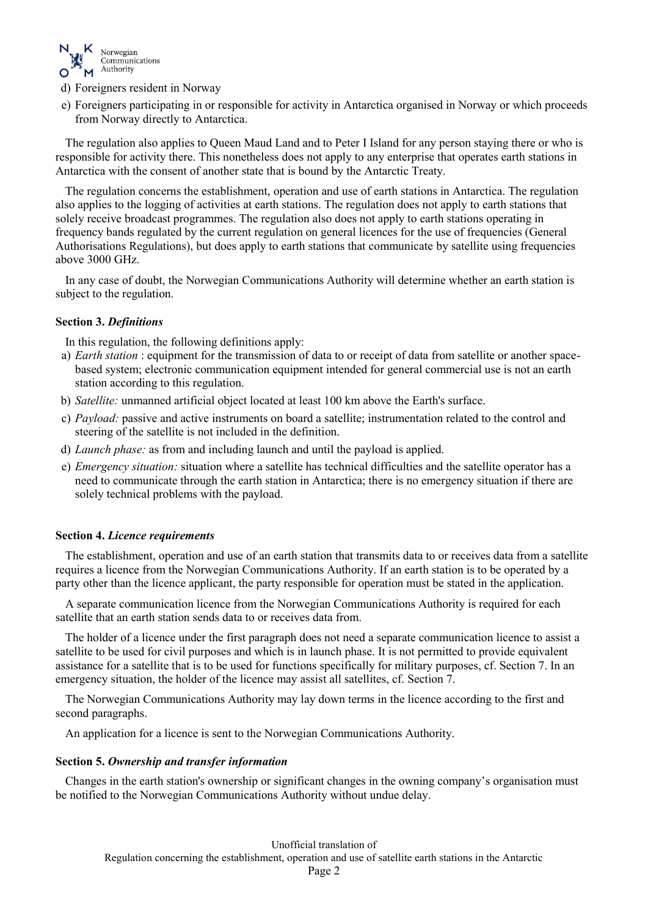d) Foreigners resident in Norway
e) Foreigners participating in or responsible for activity in Antarctica organised in Norway or which proceeds from Norway directly to Antarctica.

The regulation also applies to Queen Maud Land and to Peter I Island for any person staying there or who is responsible for activity there. This nonetheless does not apply to any enterprise that operates earth stations in Antarctica with the consent of another state that is bound by the Antarctic Treaty.

The regulation concerns the establishment, operation and use of earth stations in Antarctica. The regulation also applies to the logging of activities at earth stations. The regulation does not apply to earth stations that solely receive broadcast programmes. The regulation also does not apply to earth stations operating in frequency bands regulated by the current regulation on general licences for the use of frequencies (General Authorisations Regulations), but does apply to earth stations that communicate by satellite using frequencies above 3000 GHz.

In any case of doubt, the Norwegian Communications Authority will determine whether an earth station is subject to the regulation.

**Section 3.** ***Definitions***

In this regulation, the following definitions apply:

a) *Earth station* : equipment for the transmission of data to or receipt of data from satellite or another space-based system; electronic communication equipment intended for general commercial use is not an earth station according to this regulation.
b) *Satellite:* unmanned artificial object located at least 100 km above the Earth's surface.
c) *Payload:* passive and active instruments on board a satellite; instrumentation related to the control and steering of the satellite is not included in the definition.
d) *Launch phase:* as from and including launch and until the payload is applied.
e) *Emergency situation:* situation where a satellite has technical difficulties and the satellite operator has a need to communicate through the earth station in Antarctica; there is no emergency situation if there are solely technical problems with the payload.

**Section 4.** ***Licence requirements***

The establishment, operation and use of an earth station that transmits data to or receives data from a satellite requires a licence from the Norwegian Communications Authority. If an earth station is to be operated by a party other than the licence applicant, the party responsible for operation must be stated in the application.

A separate communication licence from the Norwegian Communications Authority is required for each satellite that an earth station sends data to or receives data from.

The holder of a licence under the first paragraph does not need a separate communication licence to assist a satellite to be used for civil purposes and which is in launch phase. It is not permitted to provide equivalent assistance for a satellite that is to be used for functions specifically for military purposes, cf. Section 7. In an emergency situation, the holder of the licence may assist all satellites, cf. Section 7.

The Norwegian Communications Authority may lay down terms in the licence according to the first and second paragraphs.

An application for a licence is sent to the Norwegian Communications Authority.

**Section 5.** ***Ownership and transfer information***

Changes in the earth station's ownership or significant changes in the owning company's organisation must be notified to the Norwegian Communications Authority without undue delay.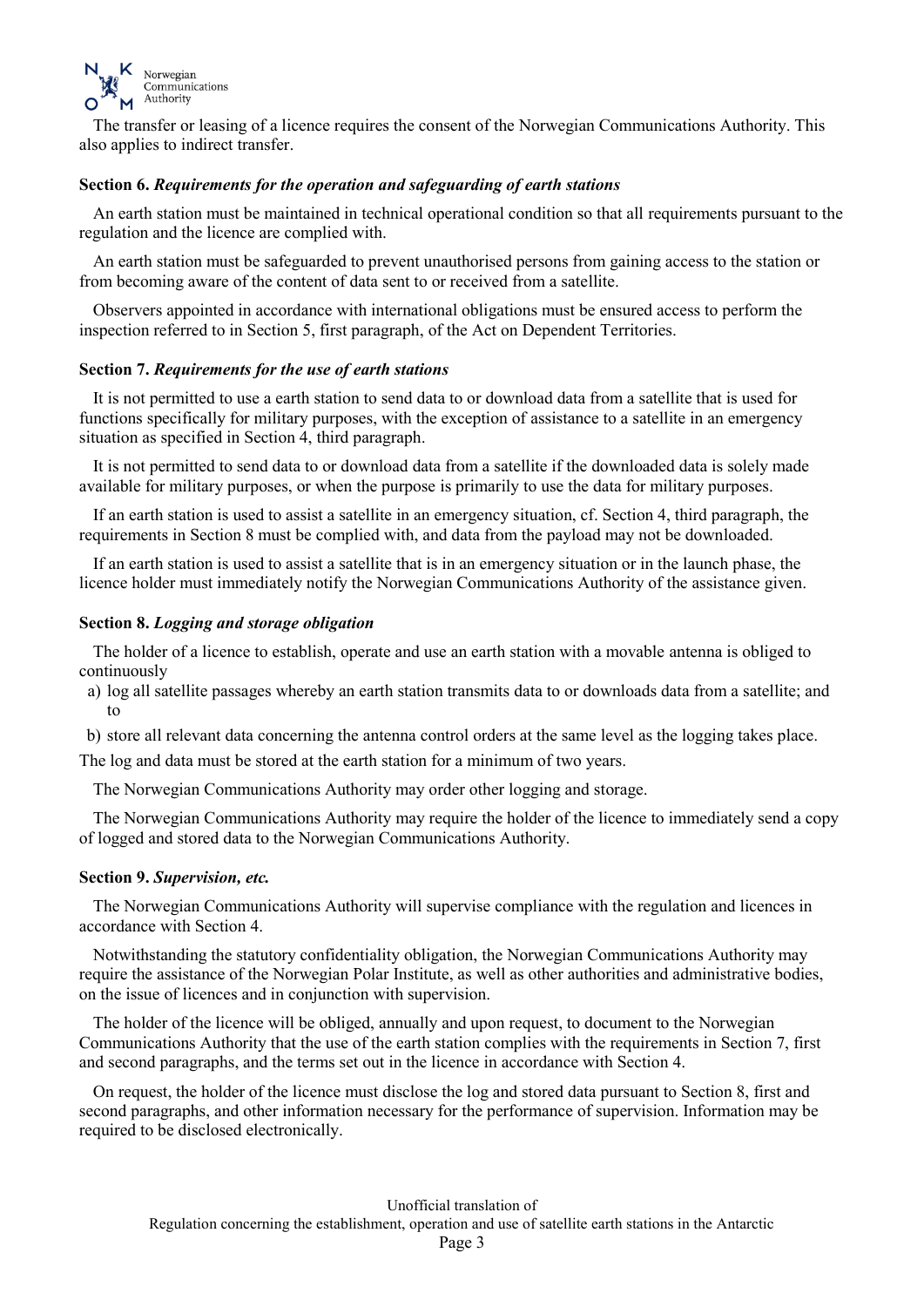The transfer or leasing of a licence requires the consent of the Norwegian Communications Authority. This also applies to indirect transfer.

**Section 6.** ***Requirements for the operation and safeguarding of earth stations***

An earth station must be maintained in technical operational condition so that all requirements pursuant to the regulation and the licence are complied with.

An earth station must be safeguarded to prevent unauthorised persons from gaining access to the station or from becoming aware of the content of data sent to or received from a satellite.

Observers appointed in accordance with international obligations must be ensured access to perform the inspection referred to in Section 5, first paragraph, of the Act on Dependent Territories.

**Section 7.** ***Requirements for the use of earth stations***

It is not permitted to use a earth station to send data to or download data from a satellite that is used for functions specifically for military purposes, with the exception of assistance to a satellite in an emergency situation as specified in Section 4, third paragraph.

It is not permitted to send data to or download data from a satellite if the downloaded data is solely made available for military purposes, or when the purpose is primarily to use the data for military purposes.

If an earth station is used to assist a satellite in an emergency situation, cf. Section 4, third paragraph, the requirements in Section 8 must be complied with, and data from the payload may not be downloaded.

If an earth station is used to assist a satellite that is in an emergency situation or in the launch phase, the licence holder must immediately notify the Norwegian Communications Authority of the assistance given.

**Section 8.** ***Logging and storage obligation***

The holder of a licence to establish, operate and use an earth station with a movable antenna is obliged to continuously

a) log all satellite passages whereby an earth station transmits data to or downloads data from a satellite; and to

b) store all relevant data concerning the antenna control orders at the same level as the logging takes place.

The log and data must be stored at the earth station for a minimum of two years.

The Norwegian Communications Authority may order other logging and storage.

The Norwegian Communications Authority may require the holder of the licence to immediately send a copy of logged and stored data to the Norwegian Communications Authority.

**Section 9.** ***Supervision, etc.***

The Norwegian Communications Authority will supervise compliance with the regulation and licences in accordance with Section 4.

Notwithstanding the statutory confidentiality obligation, the Norwegian Communications Authority may require the assistance of the Norwegian Polar Institute, as well as other authorities and administrative bodies, on the issue of licences and in conjunction with supervision.

The holder of the licence will be obliged, annually and upon request, to document to the Norwegian Communications Authority that the use of the earth station complies with the requirements in Section 7, first and second paragraphs, and the terms set out in the licence in accordance with Section 4.

On request, the holder of the licence must disclose the log and stored data pursuant to Section 8, first and second paragraphs, and other information necessary for the performance of supervision. Information may be required to be disclosed electronically.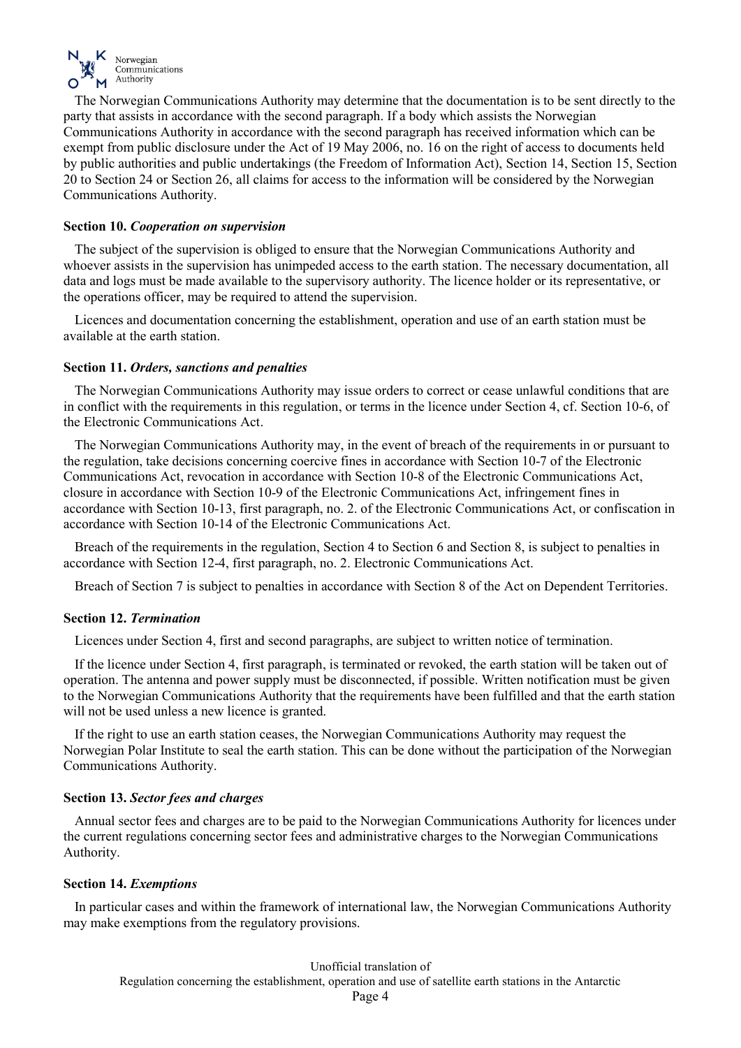The Norwegian Communications Authority may determine that the documentation is to be sent directly to the party that assists in accordance with the second paragraph. If a body which assists the Norwegian Communications Authority in accordance with the second paragraph has received information which can be exempt from public disclosure under the Act of 19 May 2006, no. 16 on the right of access to documents held by public authorities and public undertakings (the Freedom of Information Act), Section 14, Section 15, Section 20 to Section 24 or Section 26, all claims for access to the information will be considered by the Norwegian Communications Authority.

**Section 10.** ***Cooperation on supervision***

The subject of the supervision is obliged to ensure that the Norwegian Communications Authority and whoever assists in the supervision has unimpeded access to the earth station. The necessary documentation, all data and logs must be made available to the supervisory authority. The licence holder or its representative, or the operations officer, may be required to attend the supervision.

Licences and documentation concerning the establishment, operation and use of an earth station must be available at the earth station.

**Section 11.** ***Orders, sanctions and penalties***

The Norwegian Communications Authority may issue orders to correct or cease unlawful conditions that are in conflict with the requirements in this regulation, or terms in the licence under Section 4, cf. Section 10-6, of the Electronic Communications Act.

The Norwegian Communications Authority may, in the event of breach of the requirements in or pursuant to the regulation, take decisions concerning coercive fines in accordance with Section 10-7 of the Electronic Communications Act, revocation in accordance with Section 10-8 of the Electronic Communications Act, closure in accordance with Section 10-9 of the Electronic Communications Act, infringement fines in accordance with Section 10-13, first paragraph, no. 2. of the Electronic Communications Act, or confiscation in accordance with Section 10-14 of the Electronic Communications Act.

Breach of the requirements in the regulation, Section 4 to Section 6 and Section 8, is subject to penalties in accordance with Section 12-4, first paragraph, no. 2. Electronic Communications Act.

Breach of Section 7 is subject to penalties in accordance with Section 8 of the Act on Dependent Territories.

**Section 12.** ***Termination***

Licences under Section 4, first and second paragraphs, are subject to written notice of termination.

If the licence under Section 4, first paragraph, is terminated or revoked, the earth station will be taken out of operation. The antenna and power supply must be disconnected, if possible. Written notification must be given to the Norwegian Communications Authority that the requirements have been fulfilled and that the earth station will not be used unless a new licence is granted.

If the right to use an earth station ceases, the Norwegian Communications Authority may request the Norwegian Polar Institute to seal the earth station. This can be done without the participation of the Norwegian Communications Authority.

**Section 13.** ***Sector fees and charges***

Annual sector fees and charges are to be paid to the Norwegian Communications Authority for licences under the current regulations concerning sector fees and administrative charges to the Norwegian Communications Authority.

**Section 14.** ***Exemptions***

In particular cases and within the framework of international law, the Norwegian Communications Authority may make exemptions from the regulatory provisions.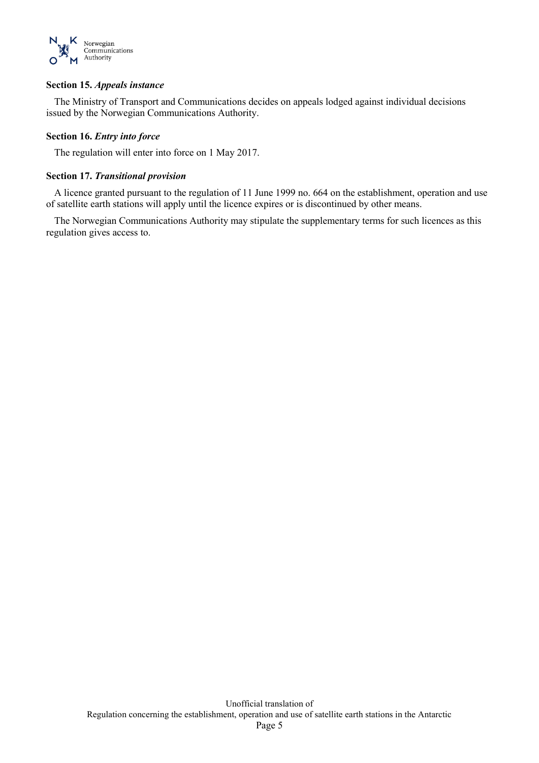**Section 15.** ***Appeals instance***

The Ministry of Transport and Communications decides on appeals lodged against individual decisions issued by the Norwegian Communications Authority.

**Section 16.** ***Entry into force***

The regulation will enter into force on 1 May 2017.

**Section 17.** ***Transitional provision***

A licence granted pursuant to the regulation of 11 June 1999 no. 664 on the establishment, operation and use of satellite earth stations will apply until the licence expires or is discontinued by other means.

The Norwegian Communications Authority may stipulate the supplementary terms for such licences as this regulation gives access to.